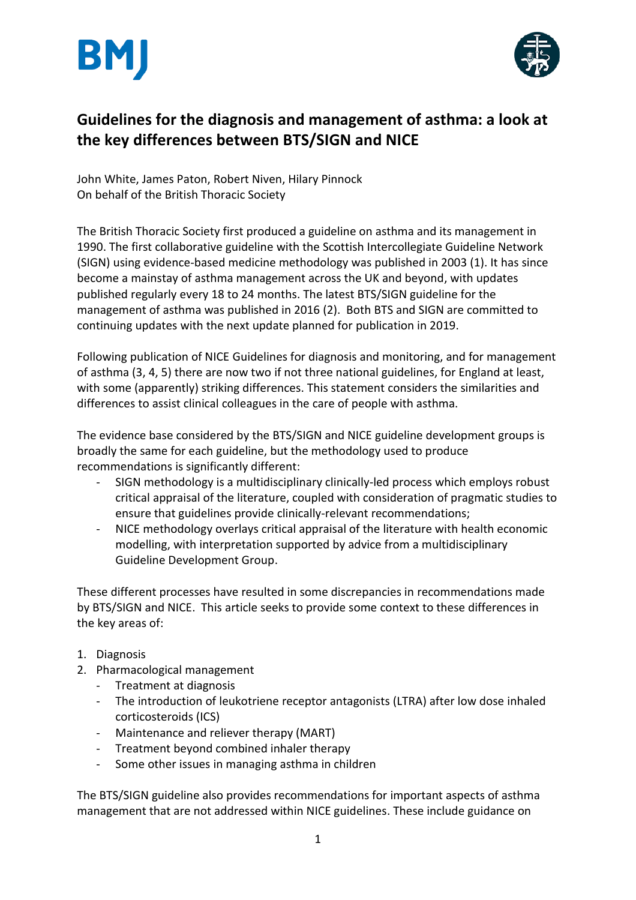# Guidelines for the diagnosis and management of asthma: a look at the key differences between BTS/SIGN and NICE

John White, James Paton, Robert Niven, Hilary Pinnock
On behalf of the British Thoracic Society

The British Thoracic Society first produced a guideline on asthma and its management in 1990. The first collaborative guideline with the Scottish Intercollegiate Guideline Network (SIGN) using evidence-based medicine methodology was published in 2003 (1). It has since become a mainstay of asthma management across the UK and beyond, with updates published regularly every 18 to 24 months. The latest BTS/SIGN guideline for the management of asthma was published in 2016 (2). Both BTS and SIGN are committed to continuing updates with the next update planned for publication in 2019.

Following publication of NICE Guidelines for diagnosis and monitoring, and for management of asthma (3, 4, 5) there are now two if not three national guidelines, for England at least, with some (apparently) striking differences. This statement considers the similarities and differences to assist clinical colleagues in the care of people with asthma.

The evidence base considered by the BTS/SIGN and NICE guideline development groups is broadly the same for each guideline, but the methodology used to produce recommendations is significantly different:

- SIGN methodology is a multidisciplinary clinically-led process which employs robust critical appraisal of the literature, coupled with consideration of pragmatic studies to ensure that guidelines provide clinically-relevant recommendations;
- NICE methodology overlays critical appraisal of the literature with health economic modelling, with interpretation supported by advice from a multidisciplinary Guideline Development Group.

These different processes have resulted in some discrepancies in recommendations made by BTS/SIGN and NICE. This article seeks to provide some context to these differences in the key areas of:

1. Diagnosis
2. Pharmacological management
   - Treatment at diagnosis
   - The introduction of leukotriene receptor antagonists (LTRA) after low dose inhaled corticosteroids (ICS)
   - Maintenance and reliever therapy (MART)
   - Treatment beyond combined inhaler therapy
   - Some other issues in managing asthma in children

The BTS/SIGN guideline also provides recommendations for important aspects of asthma management that are not addressed within NICE guidelines. These include guidance on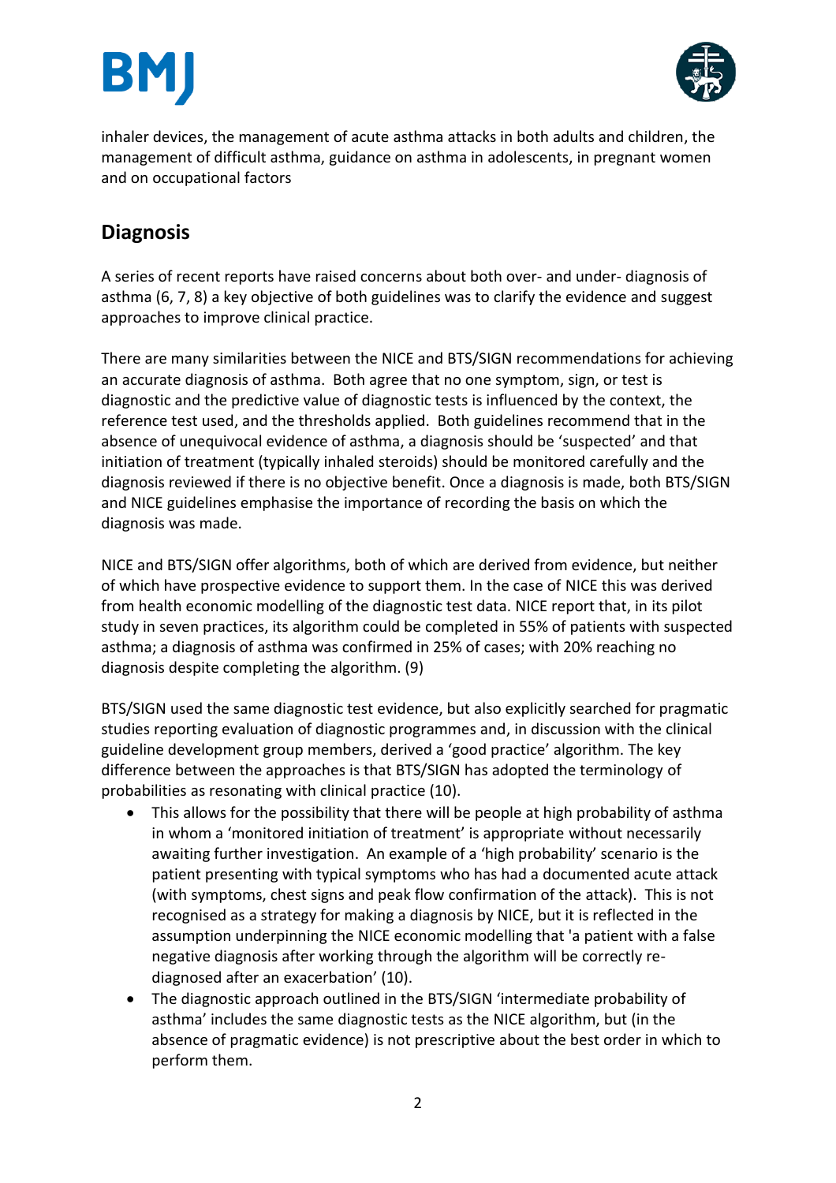inhaler devices, the management of acute asthma attacks in both adults and children, the management of difficult asthma, guidance on asthma in adolescents, in pregnant women and on occupational factors

## Diagnosis

A series of recent reports have raised concerns about both over- and under- diagnosis of asthma (6, 7, 8) a key objective of both guidelines was to clarify the evidence and suggest approaches to improve clinical practice.

There are many similarities between the NICE and BTS/SIGN recommendations for achieving an accurate diagnosis of asthma. Both agree that no one symptom, sign, or test is diagnostic and the predictive value of diagnostic tests is influenced by the context, the reference test used, and the thresholds applied. Both guidelines recommend that in the absence of unequivocal evidence of asthma, a diagnosis should be 'suspected' and that initiation of treatment (typically inhaled steroids) should be monitored carefully and the diagnosis reviewed if there is no objective benefit. Once a diagnosis is made, both BTS/SIGN and NICE guidelines emphasise the importance of recording the basis on which the diagnosis was made.

NICE and BTS/SIGN offer algorithms, both of which are derived from evidence, but neither of which have prospective evidence to support them. In the case of NICE this was derived from health economic modelling of the diagnostic test data. NICE report that, in its pilot study in seven practices, its algorithm could be completed in 55% of patients with suspected asthma; a diagnosis of asthma was confirmed in 25% of cases; with 20% reaching no diagnosis despite completing the algorithm. (9)

BTS/SIGN used the same diagnostic test evidence, but also explicitly searched for pragmatic studies reporting evaluation of diagnostic programmes and, in discussion with the clinical guideline development group members, derived a 'good practice' algorithm. The key difference between the approaches is that BTS/SIGN has adopted the terminology of probabilities as resonating with clinical practice (10).

- This allows for the possibility that there will be people at high probability of asthma in whom a 'monitored initiation of treatment' is appropriate without necessarily awaiting further investigation. An example of a 'high probability' scenario is the patient presenting with typical symptoms who has had a documented acute attack (with symptoms, chest signs and peak flow confirmation of the attack). This is not recognised as a strategy for making a diagnosis by NICE, but it is reflected in the assumption underpinning the NICE economic modelling that 'a patient with a false negative diagnosis after working through the algorithm will be correctly re-diagnosed after an exacerbation' (10).
- The diagnostic approach outlined in the BTS/SIGN 'intermediate probability of asthma' includes the same diagnostic tests as the NICE algorithm, but (in the absence of pragmatic evidence) is not prescriptive about the best order in which to perform them.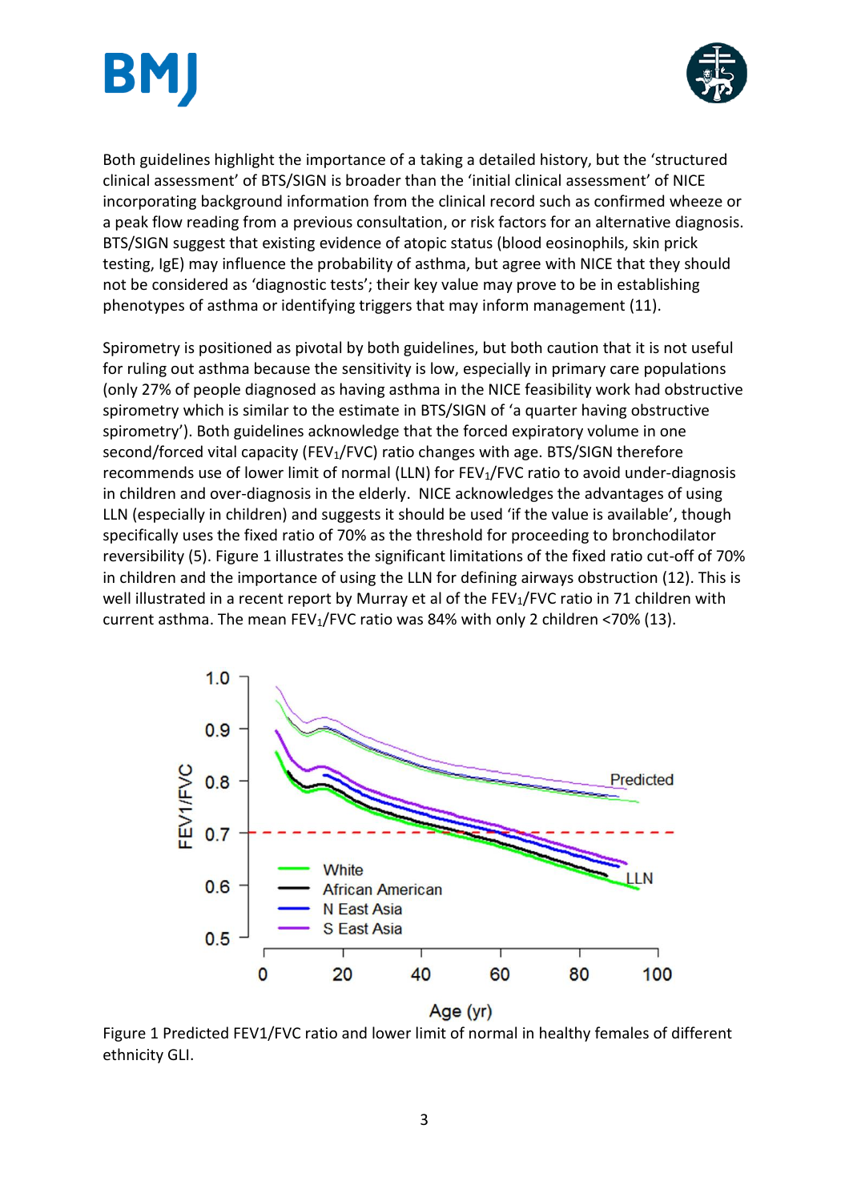Both guidelines highlight the importance of a taking a detailed history, but the 'structured clinical assessment' of BTS/SIGN is broader than the 'initial clinical assessment' of NICE incorporating background information from the clinical record such as confirmed wheeze or a peak flow reading from a previous consultation, or risk factors for an alternative diagnosis. BTS/SIGN suggest that existing evidence of atopic status (blood eosinophils, skin prick testing, IgE) may influence the probability of asthma, but agree with NICE that they should not be considered as 'diagnostic tests'; their key value may prove to be in establishing phenotypes of asthma or identifying triggers that may inform management (11).

Spirometry is positioned as pivotal by both guidelines, but both caution that it is not useful for ruling out asthma because the sensitivity is low, especially in primary care populations (only 27% of people diagnosed as having asthma in the NICE feasibility work had obstructive spirometry which is similar to the estimate in BTS/SIGN of 'a quarter having obstructive spirometry'). Both guidelines acknowledge that the forced expiratory volume in one second/forced vital capacity ($FEV_1$/FVC) ratio changes with age. BTS/SIGN therefore recommends use of lower limit of normal (LLN) for $FEV_1$/FVC ratio to avoid under-diagnosis in children and over-diagnosis in the elderly. NICE acknowledges the advantages of using LLN (especially in children) and suggests it should be used 'if the value is available', though specifically uses the fixed ratio of 70% as the threshold for proceeding to bronchodilator reversibility (5). Figure 1 illustrates the significant limitations of the fixed ratio cut-off of 70% in children and the importance of using the LLN for defining airways obstruction (12). This is well illustrated in a recent report by Murray et al of the $FEV_1$/FVC ratio in 71 children with current asthma. The mean $FEV_1$/FVC ratio was 84% with only 2 children <70% (13).

Figure 1 Predicted FEV1/FVC ratio and lower limit of normal in healthy females of different ethnicity GLI.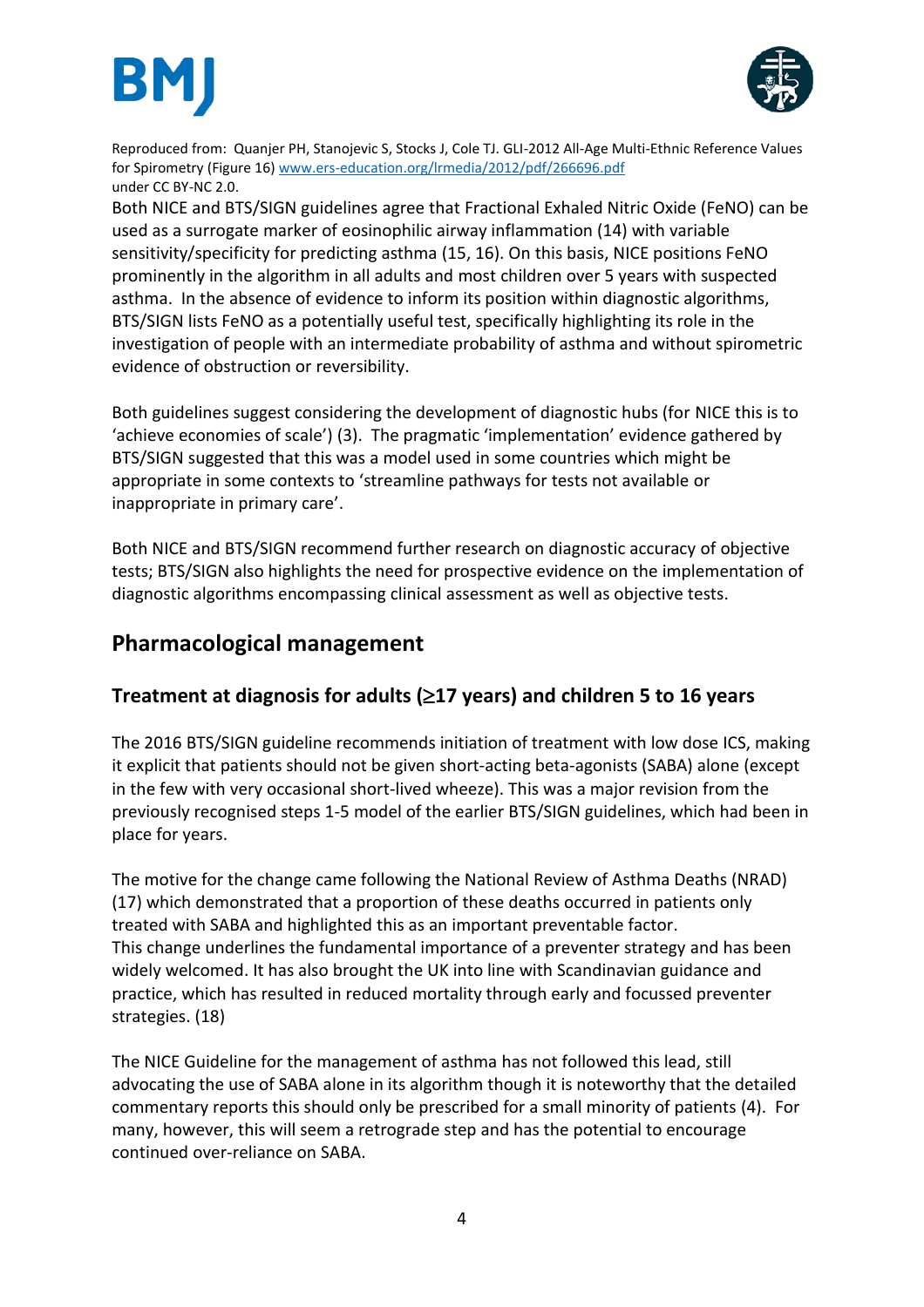Reproduced from: Quanjer PH, Stanojevic S, Stocks J, Cole TJ. GLI-2012 All-Age Multi-Ethnic Reference Values for Spirometry (Figure 16) www.ers-education.org/lrmedia/2012/pdf/266696.pdf under CC BY-NC 2.0.

Both NICE and BTS/SIGN guidelines agree that Fractional Exhaled Nitric Oxide (FeNO) can be used as a surrogate marker of eosinophilic airway inflammation (14) with variable sensitivity/specificity for predicting asthma (15, 16). On this basis, NICE positions FeNO prominently in the algorithm in all adults and most children over 5 years with suspected asthma. In the absence of evidence to inform its position within diagnostic algorithms, BTS/SIGN lists FeNO as a potentially useful test, specifically highlighting its role in the investigation of people with an intermediate probability of asthma and without spirometric evidence of obstruction or reversibility.

Both guidelines suggest considering the development of diagnostic hubs (for NICE this is to 'achieve economies of scale') (3). The pragmatic 'implementation' evidence gathered by BTS/SIGN suggested that this was a model used in some countries which might be appropriate in some contexts to 'streamline pathways for tests not available or inappropriate in primary care'.

Both NICE and BTS/SIGN recommend further research on diagnostic accuracy of objective tests; BTS/SIGN also highlights the need for prospective evidence on the implementation of diagnostic algorithms encompassing clinical assessment as well as objective tests.

## Pharmacological management

### Treatment at diagnosis for adults (≥17 years) and children 5 to 16 years

The 2016 BTS/SIGN guideline recommends initiation of treatment with low dose ICS, making it explicit that patients should not be given short-acting beta-agonists (SABA) alone (except in the few with very occasional short-lived wheeze). This was a major revision from the previously recognised steps 1-5 model of the earlier BTS/SIGN guidelines, which had been in place for years.

The motive for the change came following the National Review of Asthma Deaths (NRAD) (17) which demonstrated that a proportion of these deaths occurred in patients only treated with SABA and highlighted this as an important preventable factor.
This change underlines the fundamental importance of a preventer strategy and has been widely welcomed. It has also brought the UK into line with Scandinavian guidance and practice, which has resulted in reduced mortality through early and focussed preventer strategies. (18)

The NICE Guideline for the management of asthma has not followed this lead, still advocating the use of SABA alone in its algorithm though it is noteworthy that the detailed commentary reports this should only be prescribed for a small minority of patients (4). For many, however, this will seem a retrograde step and has the potential to encourage continued over-reliance on SABA.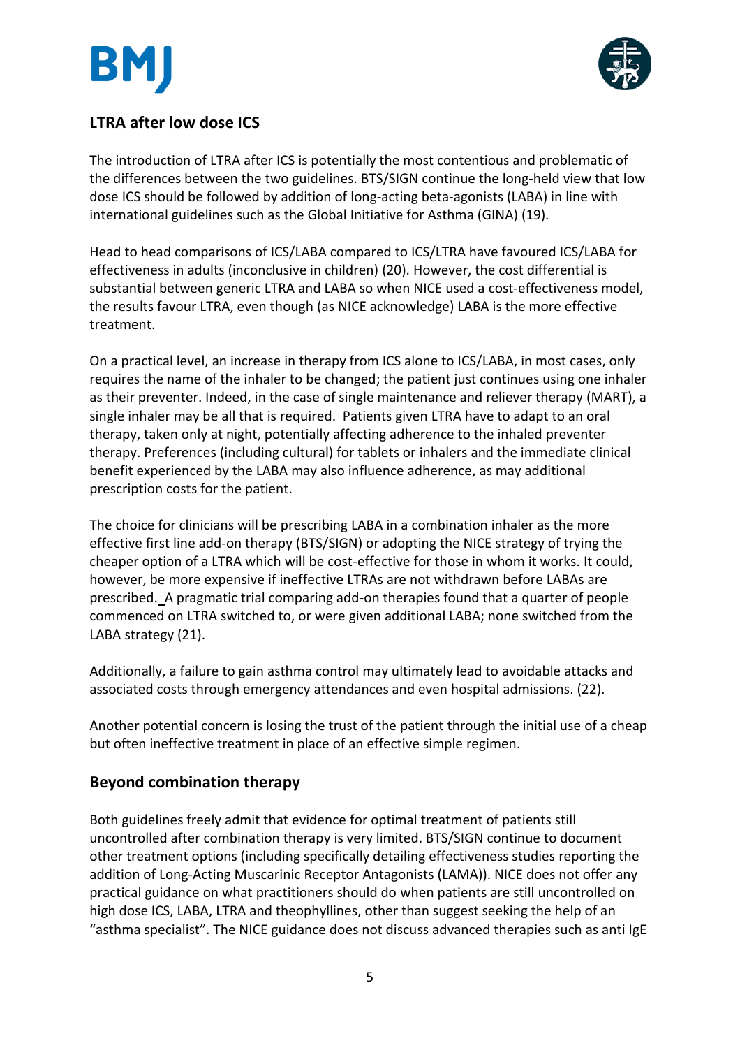## LTRA after low dose ICS

The introduction of LTRA after ICS is potentially the most contentious and problematic of the differences between the two guidelines. BTS/SIGN continue the long-held view that low dose ICS should be followed by addition of long-acting beta-agonists (LABA) in line with international guidelines such as the Global Initiative for Asthma (GINA) (19).

Head to head comparisons of ICS/LABA compared to ICS/LTRA have favoured ICS/LABA for effectiveness in adults (inconclusive in children) (20). However, the cost differential is substantial between generic LTRA and LABA so when NICE used a cost-effectiveness model, the results favour LTRA, even though (as NICE acknowledge) LABA is the more effective treatment.

On a practical level, an increase in therapy from ICS alone to ICS/LABA, in most cases, only requires the name of the inhaler to be changed; the patient just continues using one inhaler as their preventer. Indeed, in the case of single maintenance and reliever therapy (MART), a single inhaler may be all that is required. Patients given LTRA have to adapt to an oral therapy, taken only at night, potentially affecting adherence to the inhaled preventer therapy. Preferences (including cultural) for tablets or inhalers and the immediate clinical benefit experienced by the LABA may also influence adherence, as may additional prescription costs for the patient.

The choice for clinicians will be prescribing LABA in a combination inhaler as the more effective first line add-on therapy (BTS/SIGN) or adopting the NICE strategy of trying the cheaper option of a LTRA which will be cost-effective for those in whom it works. It could, however, be more expensive if ineffective LTRAs are not withdrawn before LABAs are prescribed. A pragmatic trial comparing add-on therapies found that a quarter of people commenced on LTRA switched to, or were given additional LABA; none switched from the LABA strategy (21).

Additionally, a failure to gain asthma control may ultimately lead to avoidable attacks and associated costs through emergency attendances and even hospital admissions. (22).

Another potential concern is losing the trust of the patient through the initial use of a cheap but often ineffective treatment in place of an effective simple regimen.

## Beyond combination therapy

Both guidelines freely admit that evidence for optimal treatment of patients still uncontrolled after combination therapy is very limited. BTS/SIGN continue to document other treatment options (including specifically detailing effectiveness studies reporting the addition of Long-Acting Muscarinic Receptor Antagonists (LAMA)). NICE does not offer any practical guidance on what practitioners should do when patients are still uncontrolled on high dose ICS, LABA, LTRA and theophyllines, other than suggest seeking the help of an "asthma specialist". The NICE guidance does not discuss advanced therapies such as anti IgE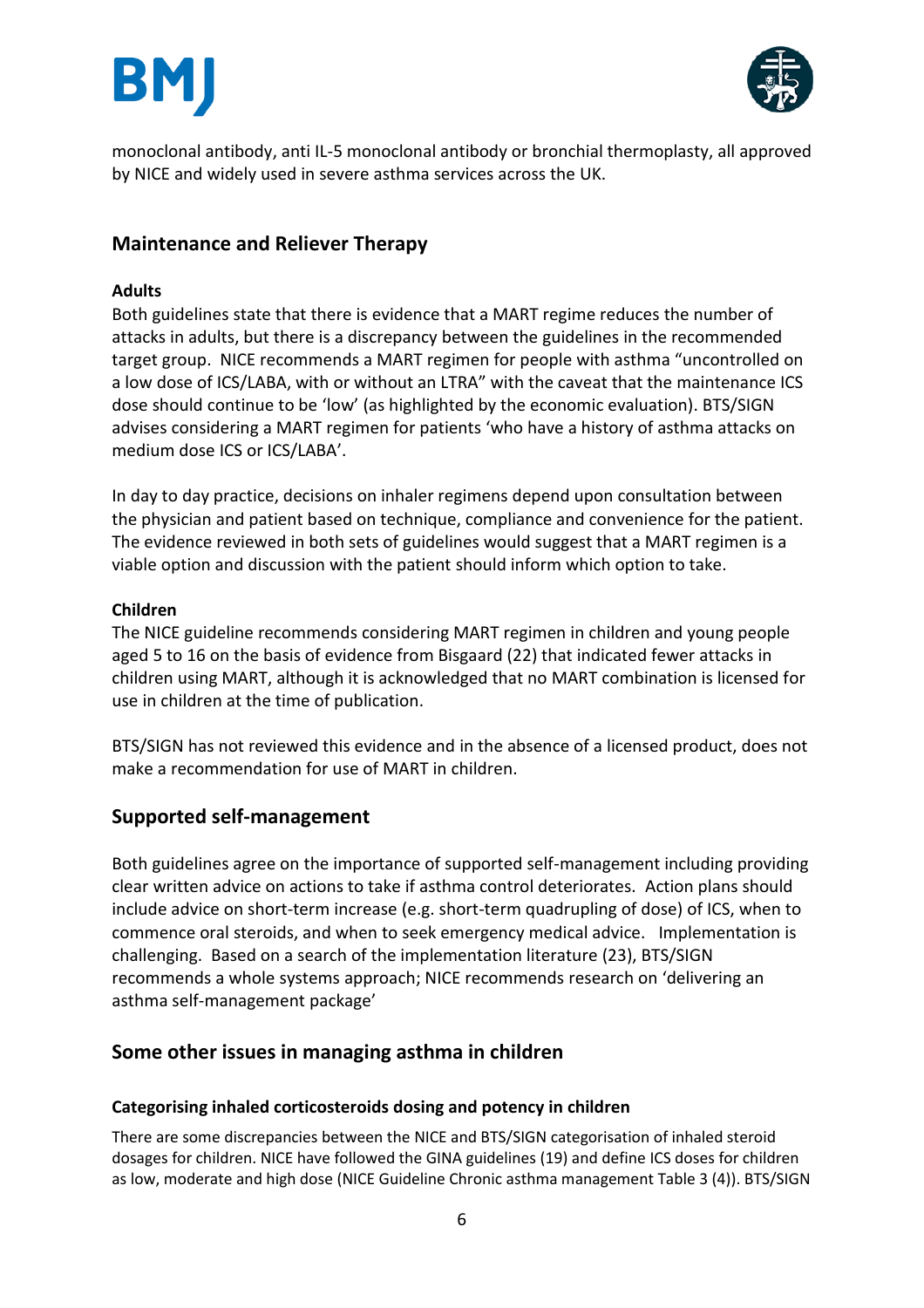monoclonal antibody, anti IL-5 monoclonal antibody or bronchial thermoplasty, all approved by NICE and widely used in severe asthma services across the UK.

## Maintenance and Reliever Therapy

**Adults**

Both guidelines state that there is evidence that a MART regime reduces the number of attacks in adults, but there is a discrepancy between the guidelines in the recommended target group. NICE recommends a MART regimen for people with asthma "uncontrolled on a low dose of ICS/LABA, with or without an LTRA" with the caveat that the maintenance ICS dose should continue to be 'low' (as highlighted by the economic evaluation). BTS/SIGN advises considering a MART regimen for patients 'who have a history of asthma attacks on medium dose ICS or ICS/LABA'.

In day to day practice, decisions on inhaler regimens depend upon consultation between the physician and patient based on technique, compliance and convenience for the patient. The evidence reviewed in both sets of guidelines would suggest that a MART regimen is a viable option and discussion with the patient should inform which option to take.

**Children**

The NICE guideline recommends considering MART regimen in children and young people aged 5 to 16 on the basis of evidence from Bisgaard (22) that indicated fewer attacks in children using MART, although it is acknowledged that no MART combination is licensed for use in children at the time of publication.

BTS/SIGN has not reviewed this evidence and in the absence of a licensed product, does not make a recommendation for use of MART in children.

## Supported self-management

Both guidelines agree on the importance of supported self-management including providing clear written advice on actions to take if asthma control deteriorates. Action plans should include advice on short-term increase (e.g. short-term quadrupling of dose) of ICS, when to commence oral steroids, and when to seek emergency medical advice. Implementation is challenging. Based on a search of the implementation literature (23), BTS/SIGN recommends a whole systems approach; NICE recommends research on 'delivering an asthma self-management package'

## Some other issues in managing asthma in children

**Categorising inhaled corticosteroids dosing and potency in children**

There are some discrepancies between the NICE and BTS/SIGN categorisation of inhaled steroid dosages for children. NICE have followed the GINA guidelines (19) and define ICS doses for children as low, moderate and high dose (NICE Guideline Chronic asthma management Table 3 (4)). BTS/SIGN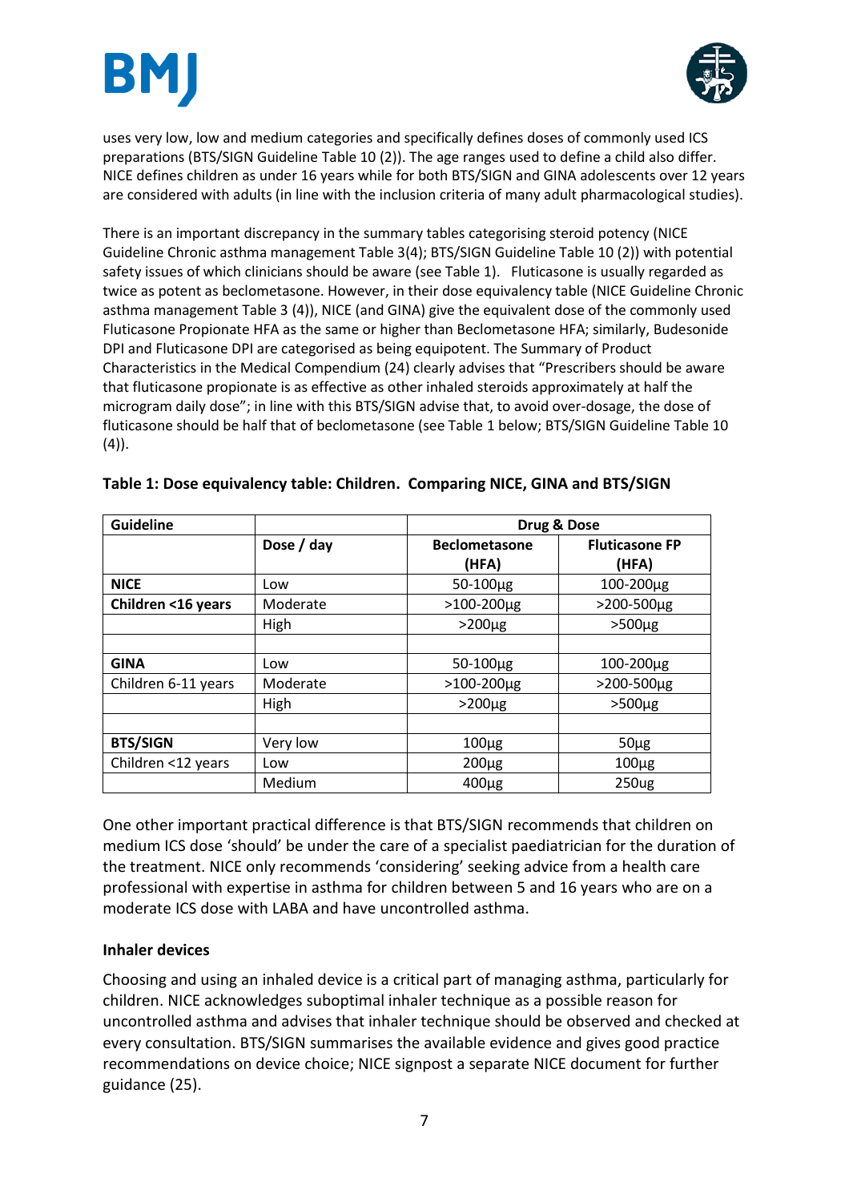uses very low, low and medium categories and specifically defines doses of commonly used ICS preparations (BTS/SIGN Guideline Table 10 (2)). The age ranges used to define a child also differ. NICE defines children as under 16 years while for both BTS/SIGN and GINA adolescents over 12 years are considered with adults (in line with the inclusion criteria of many adult pharmacological studies).

There is an important discrepancy in the summary tables categorising steroid potency (NICE Guideline Chronic asthma management Table 3(4); BTS/SIGN Guideline Table 10 (2)) with potential safety issues of which clinicians should be aware (see Table 1). Fluticasone is usually regarded as twice as potent as beclometasone. However, in their dose equivalency table (NICE Guideline Chronic asthma management Table 3 (4)), NICE (and GINA) give the equivalent dose of the commonly used Fluticasone Propionate HFA as the same or higher than Beclometasone HFA; similarly, Budesonide DPI and Fluticasone DPI are categorised as being equipotent. The Summary of Product Characteristics in the Medical Compendium (24) clearly advises that "Prescribers should be aware that fluticasone propionate is as effective as other inhaled steroids approximately at half the microgram daily dose"; in line with this BTS/SIGN advise that, to avoid over-dosage, the dose of fluticasone should be half that of beclometasone (see Table 1 below; BTS/SIGN Guideline Table 10 (4)).

**Table 1: Dose equivalency table: Children. Comparing NICE, GINA and BTS/SIGN**

| Guideline | | Drug & Dose | |
|---|---|---|---|
| | **Dose / day** | **Beclometasone (HFA)** | **Fluticasone FP (HFA)** |
| **NICE** | Low | 50-100µg | 100-200µg |
| **Children <16 years** | Moderate | >100-200µg | >200-500µg |
| | High | >200µg | >500µg |
| | | | |
| **GINA** | Low | 50-100µg | 100-200µg |
| Children 6-11 years | Moderate | >100-200µg | >200-500µg |
| | High | >200µg | >500µg |
| | | | |
| **BTS/SIGN** | Very low | 100µg | 50µg |
| Children <12 years | Low | 200µg | 100µg |
| | Medium | 400µg | 250ug |

One other important practical difference is that BTS/SIGN recommends that children on medium ICS dose 'should' be under the care of a specialist paediatrician for the duration of the treatment. NICE only recommends 'considering' seeking advice from a health care professional with expertise in asthma for children between 5 and 16 years who are on a moderate ICS dose with LABA and have uncontrolled asthma.

### Inhaler devices

Choosing and using an inhaled device is a critical part of managing asthma, particularly for children. NICE acknowledges suboptimal inhaler technique as a possible reason for uncontrolled asthma and advises that inhaler technique should be observed and checked at every consultation. BTS/SIGN summarises the available evidence and gives good practice recommendations on device choice; NICE signpost a separate NICE document for further guidance (25).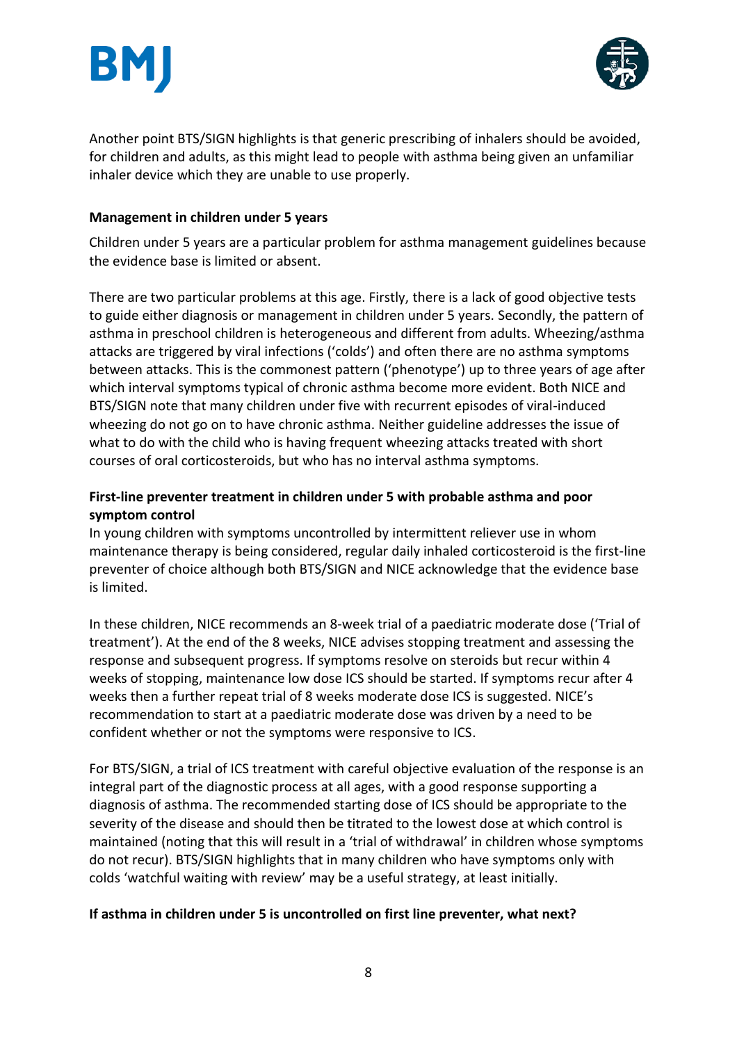Another point BTS/SIGN highlights is that generic prescribing of inhalers should be avoided, for children and adults, as this might lead to people with asthma being given an unfamiliar inhaler device which they are unable to use properly.

**Management in children under 5 years**

Children under 5 years are a particular problem for asthma management guidelines because the evidence base is limited or absent.

There are two particular problems at this age. Firstly, there is a lack of good objective tests to guide either diagnosis or management in children under 5 years. Secondly, the pattern of asthma in preschool children is heterogeneous and different from adults. Wheezing/asthma attacks are triggered by viral infections ('colds') and often there are no asthma symptoms between attacks. This is the commonest pattern ('phenotype') up to three years of age after which interval symptoms typical of chronic asthma become more evident. Both NICE and BTS/SIGN note that many children under five with recurrent episodes of viral-induced wheezing do not go on to have chronic asthma. Neither guideline addresses the issue of what to do with the child who is having frequent wheezing attacks treated with short courses of oral corticosteroids, but who has no interval asthma symptoms.

**First-line preventer treatment in children under 5 with probable asthma and poor symptom control**

In young children with symptoms uncontrolled by intermittent reliever use in whom maintenance therapy is being considered, regular daily inhaled corticosteroid is the first-line preventer of choice although both BTS/SIGN and NICE acknowledge that the evidence base is limited.

In these children, NICE recommends an 8-week trial of a paediatric moderate dose ('Trial of treatment'). At the end of the 8 weeks, NICE advises stopping treatment and assessing the response and subsequent progress. If symptoms resolve on steroids but recur within 4 weeks of stopping, maintenance low dose ICS should be started. If symptoms recur after 4 weeks then a further repeat trial of 8 weeks moderate dose ICS is suggested. NICE's recommendation to start at a paediatric moderate dose was driven by a need to be confident whether or not the symptoms were responsive to ICS.

For BTS/SIGN, a trial of ICS treatment with careful objective evaluation of the response is an integral part of the diagnostic process at all ages, with a good response supporting a diagnosis of asthma. The recommended starting dose of ICS should be appropriate to the severity of the disease and should then be titrated to the lowest dose at which control is maintained (noting that this will result in a 'trial of withdrawal' in children whose symptoms do not recur). BTS/SIGN highlights that in many children who have symptoms only with colds 'watchful waiting with review' may be a useful strategy, at least initially.

**If asthma in children under 5 is uncontrolled on first line preventer, what next?**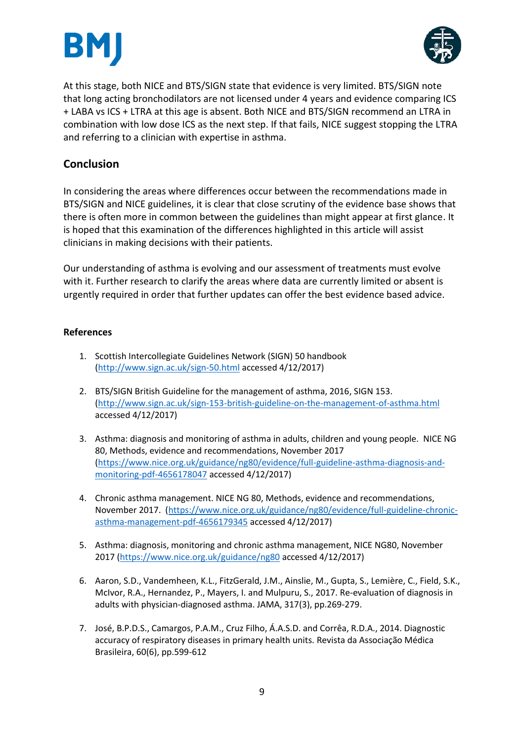At this stage, both NICE and BTS/SIGN state that evidence is very limited. BTS/SIGN note that long acting bronchodilators are not licensed under 4 years and evidence comparing ICS + LABA vs ICS + LTRA at this age is absent. Both NICE and BTS/SIGN recommend an LTRA in combination with low dose ICS as the next step. If that fails, NICE suggest stopping the LTRA and referring to a clinician with expertise in asthma.

## Conclusion

In considering the areas where differences occur between the recommendations made in BTS/SIGN and NICE guidelines, it is clear that close scrutiny of the evidence base shows that there is often more in common between the guidelines than might appear at first glance. It is hoped that this examination of the differences highlighted in this article will assist clinicians in making decisions with their patients.

Our understanding of asthma is evolving and our assessment of treatments must evolve with it. Further research to clarify the areas where data are currently limited or absent is urgently required in order that further updates can offer the best evidence based advice.

### References

1. Scottish Intercollegiate Guidelines Network (SIGN) 50 handbook (http://www.sign.ac.uk/sign-50.html accessed 4/12/2017)

2. BTS/SIGN British Guideline for the management of asthma, 2016, SIGN 153. (http://www.sign.ac.uk/sign-153-british-guideline-on-the-management-of-asthma.html accessed 4/12/2017)

3. Asthma: diagnosis and monitoring of asthma in adults, children and young people. NICE NG 80, Methods, evidence and recommendations, November 2017 (https://www.nice.org.uk/guidance/ng80/evidence/full-guideline-asthma-diagnosis-and-monitoring-pdf-4656178047 accessed 4/12/2017)

4. Chronic asthma management. NICE NG 80, Methods, evidence and recommendations, November 2017. (https://www.nice.org.uk/guidance/ng80/evidence/full-guideline-chronic-asthma-management-pdf-4656179345 accessed 4/12/2017)

5. Asthma: diagnosis, monitoring and chronic asthma management, NICE NG80, November 2017 (https://www.nice.org.uk/guidance/ng80 accessed 4/12/2017)

6. Aaron, S.D., Vandemheen, K.L., FitzGerald, J.M., Ainslie, M., Gupta, S., Lemière, C., Field, S.K., McIvor, R.A., Hernandez, P., Mayers, I. and Mulpuru, S., 2017. Re-evaluation of diagnosis in adults with physician-diagnosed asthma. JAMA, 317(3), pp.269-279.

7. José, B.P.D.S., Camargos, P.A.M., Cruz Filho, Á.A.S.D. and Corrêa, R.D.A., 2014. Diagnostic accuracy of respiratory diseases in primary health units. Revista da Associação Médica Brasileira, 60(6), pp.599-612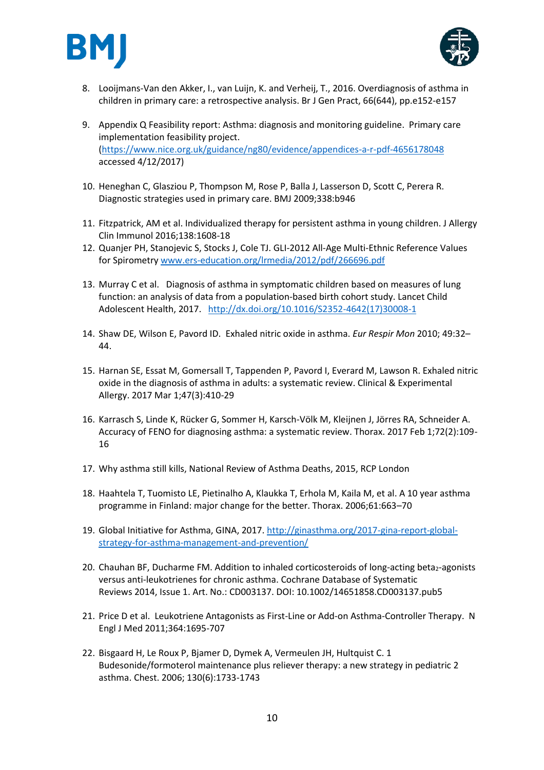8. Looijmans-Van den Akker, I., van Luijn, K. and Verheij, T., 2016. Overdiagnosis of asthma in children in primary care: a retrospective analysis. Br J Gen Pract, 66(644), pp.e152-e157

9. Appendix Q Feasibility report: Asthma: diagnosis and monitoring guideline. Primary care implementation feasibility project. (https://www.nice.org.uk/guidance/ng80/evidence/appendices-a-r-pdf-4656178048 accessed 4/12/2017)

10. Heneghan C, Glasziou P, Thompson M, Rose P, Balla J, Lasserson D, Scott C, Perera R. Diagnostic strategies used in primary care. BMJ 2009;338:b946

11. Fitzpatrick, AM et al. Individualized therapy for persistent asthma in young children. J Allergy Clin Immunol 2016;138:1608-18

12. Quanjer PH, Stanojevic S, Stocks J, Cole TJ. GLI-2012 All-Age Multi-Ethnic Reference Values for Spirometry www.ers-education.org/lrmedia/2012/pdf/266696.pdf

13. Murray C et al. Diagnosis of asthma in symptomatic children based on measures of lung function: an analysis of data from a population-based birth cohort study. Lancet Child Adolescent Health, 2017. http://dx.doi.org/10.1016/S2352-4642(17)30008-1

14. Shaw DE, Wilson E, Pavord ID. Exhaled nitric oxide in asthma. *Eur Respir Mon* 2010; 49:32–44.

15. Harnan SE, Essat M, Gomersall T, Tappenden P, Pavord I, Everard M, Lawson R. Exhaled nitric oxide in the diagnosis of asthma in adults: a systematic review. Clinical & Experimental Allergy. 2017 Mar 1;47(3):410-29

16. Karrasch S, Linde K, Rücker G, Sommer H, Karsch-Völk M, Kleijnen J, Jörres RA, Schneider A. Accuracy of FENO for diagnosing asthma: a systematic review. Thorax. 2017 Feb 1;72(2):109-16

17. Why asthma still kills, National Review of Asthma Deaths, 2015, RCP London

18. Haahtela T, Tuomisto LE, Pietinalho A, Klaukka T, Erhola M, Kaila M, et al. A 10 year asthma programme in Finland: major change for the better. Thorax. 2006;61:663–70

19. Global Initiative for Asthma, GINA, 2017. http://ginasthma.org/2017-gina-report-global-strategy-for-asthma-management-and-prevention/

20. Chauhan BF, Ducharme FM. Addition to inhaled corticosteroids of long-acting beta$_2$-agonists versus anti-leukotrienes for chronic asthma. Cochrane Database of Systematic Reviews 2014, Issue 1. Art. No.: CD003137. DOI: 10.1002/14651858.CD003137.pub5

21. Price D et al. Leukotriene Antagonists as First-Line or Add-on Asthma-Controller Therapy. N Engl J Med 2011;364:1695-707

22. Bisgaard H, Le Roux P, Bjamer D, Dymek A, Vermeulen JH, Hultquist C. 1 Budesonide/formoterol maintenance plus reliever therapy: a new strategy in pediatric 2 asthma. Chest. 2006; 130(6):1733-1743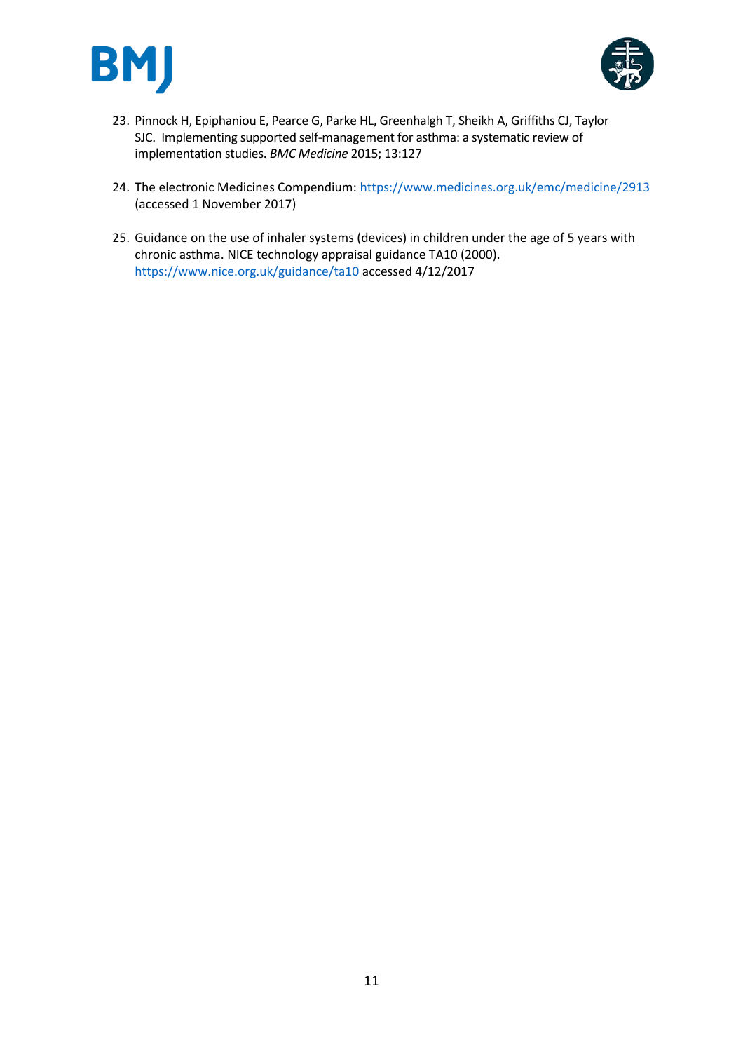23. Pinnock H, Epiphaniou E, Pearce G, Parke HL, Greenhalgh T, Sheikh A, Griffiths CJ, Taylor SJC. Implementing supported self-management for asthma: a systematic review of implementation studies. *BMC Medicine* 2015; 13:127

24. The electronic Medicines Compendium: https://www.medicines.org.uk/emc/medicine/2913 (accessed 1 November 2017)

25. Guidance on the use of inhaler systems (devices) in children under the age of 5 years with chronic asthma. NICE technology appraisal guidance TA10 (2000). https://www.nice.org.uk/guidance/ta10 accessed 4/12/2017